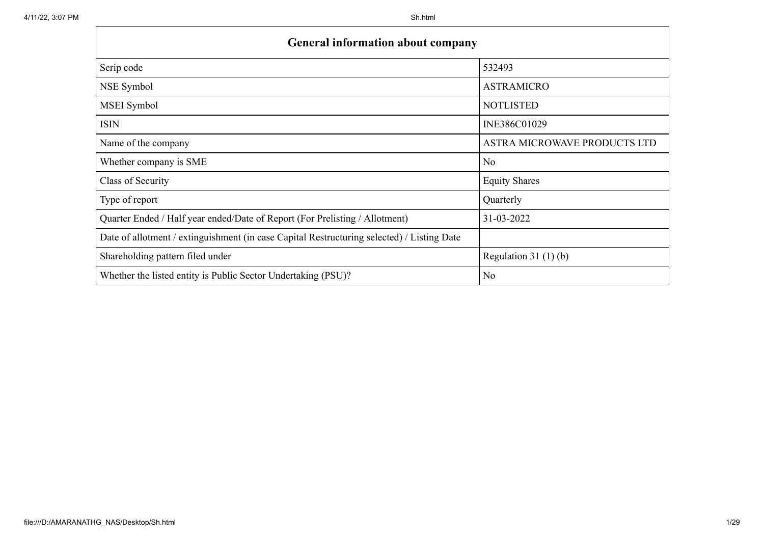| General information about company | |
|---|---|
| Scrip code | 532493 |
| NSE Symbol | ASTRAMICRO |
| MSEI Symbol | NOTLISTED |
| ISIN | INE386C01029 |
| Name of the company | ASTRA MICROWAVE PRODUCTS LTD |
| Whether company is SME | No |
| Class of Security | Equity Shares |
| Type of report | Quarterly |
| Quarter Ended / Half year ended/Date of Report (For Prelisting / Allotment) | 31-03-2022 |
| Date of allotment / extinguishment (in case Capital Restructuring selected) / Listing Date | |
| Shareholding pattern filed under | Regulation 31 (1) (b) |
| Whether the listed entity is Public Sector Undertaking (PSU)? | No |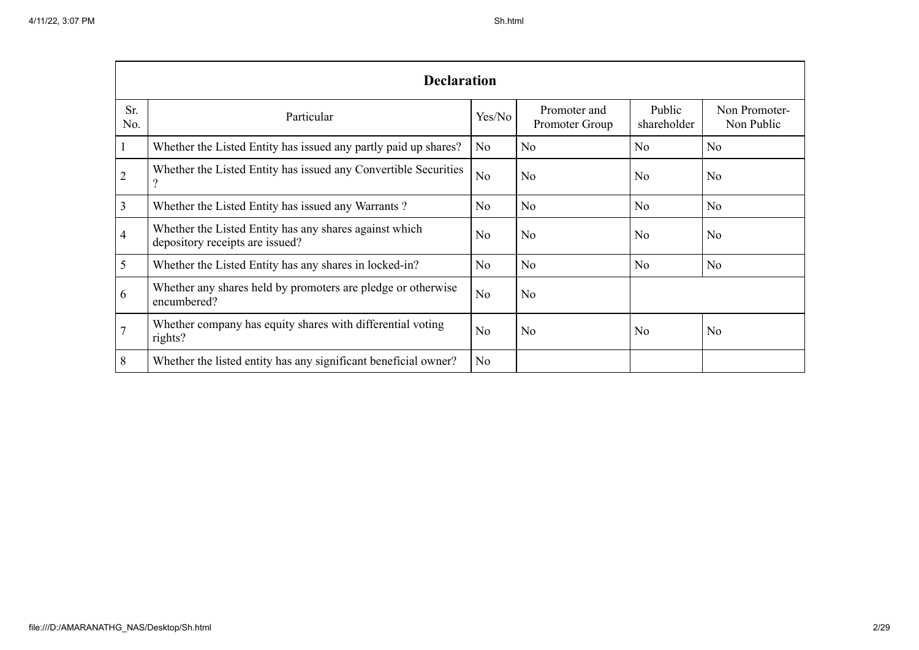| Declaration | | | | | |
|---|---|---|---|---|---|
| Sr. No. | Particular | Yes/No | Promoter and Promoter Group | Public shareholder | Non Promoter- Non Public |
| 1 | Whether the Listed Entity has issued any partly paid up shares? | No | No | No | No |
| 2 | Whether the Listed Entity has issued any Convertible Securities ? | No | No | No | No |
| 3 | Whether the Listed Entity has issued any Warrants ? | No | No | No | No |
| 4 | Whether the Listed Entity has any shares against which depository receipts are issued? | No | No | No | No |
| 5 | Whether the Listed Entity has any shares in locked-in? | No | No | No | No |
| 6 | Whether any shares held by promoters are pledge or otherwise encumbered? | No | No | | |
| 7 | Whether company has equity shares with differential voting rights? | No | No | No | No |
| 8 | Whether the listed entity has any significant beneficial owner? | No | | | |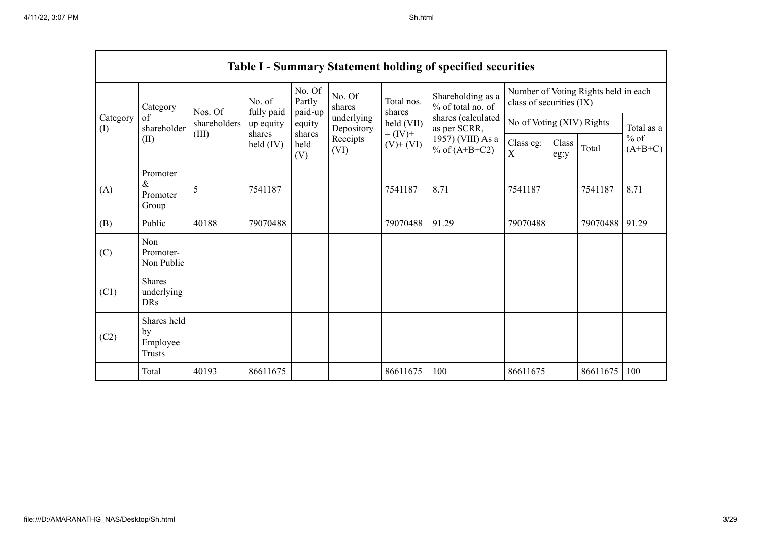## Table I - Summary Statement holding of specified securities

| Category (I) | Category of shareholder (II) | Nos. Of shareholders (III) | No. of fully paid up equity shares held (IV) | No. Of Partly paid-up equity shares held (V) | No. Of shares underlying Depository Receipts (VI) | Total nos. shares held (VII) = (IV)+ (V)+ (VI) | Shareholding as a % of total no. of shares (calculated as per SCRR, 1957) (VIII) As a % of (A+B+C2) | Number of Voting Rights held in each class of securities (IX) | | | |
|---|---|---|---|---|---|---|---|---|---|---|---|
| | | | | | | | | No of Voting (XIV) Rights | | | Total as a % of (A+B+C) |
| | | | | | | | | Class eg: X | Class eg:y | Total | |
| (A) | Promoter & Promoter Group | 5 | 7541187 | | | 7541187 | 8.71 | 7541187 | | 7541187 | 8.71 |
| (B) | Public | 40188 | 79070488 | | | 79070488 | 91.29 | 79070488 | | 79070488 | 91.29 |
| (C) | Non Promoter- Non Public | | | | | | | | | | |
| (C1) | Shares underlying DRs | | | | | | | | | | |
| (C2) | Shares held by Employee Trusts | | | | | | | | | | |
| | Total | 40193 | 86611675 | | | 86611675 | 100 | 86611675 | | 86611675 | 100 |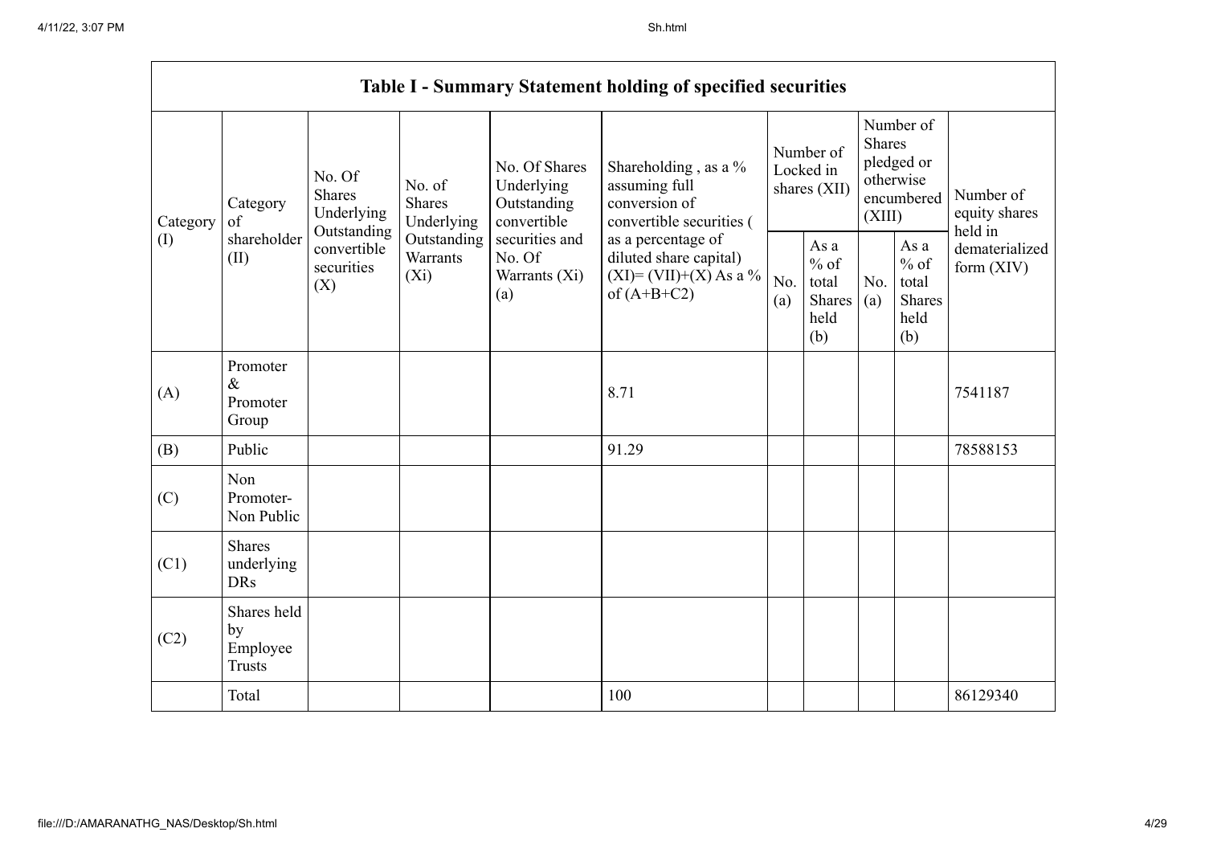## Table I - Summary Statement holding of specified securities

| Category (I) | Category of shareholder (II) | No. Of Shares Underlying Outstanding convertible securities (X) | No. of Shares Underlying Outstanding Warrants (Xi) | No. Of Shares Underlying Outstanding convertible securities and No. Of Warrants (Xi) (a) | Shareholding , as a % assuming full conversion of convertible securities ( as a percentage of diluted share capital) (XI)= (VII)+(X) As a % of (A+B+C2) | Number of Locked in shares (XII) | | Number of Shares pledged or otherwise encumbered (XIII) | | Number of equity shares held in dematerialized form (XIV) |
|---|---|---|---|---|---|---|---|---|---|---|
| | | | | | | No. (a) | As a % of total Shares held (b) | No. (a) | As a % of total Shares held (b) | |
| (A) | Promoter & Promoter Group | | | | 8.71 | | | | | 7541187 |
| (B) | Public | | | | 91.29 | | | | | 78588153 |
| (C) | Non Promoter- Non Public | | | | | | | | | |
| (C1) | Shares underlying DRs | | | | | | | | | |
| (C2) | Shares held by Employee Trusts | | | | | | | | | |
| | Total | | | | 100 | | | | | 86129340 |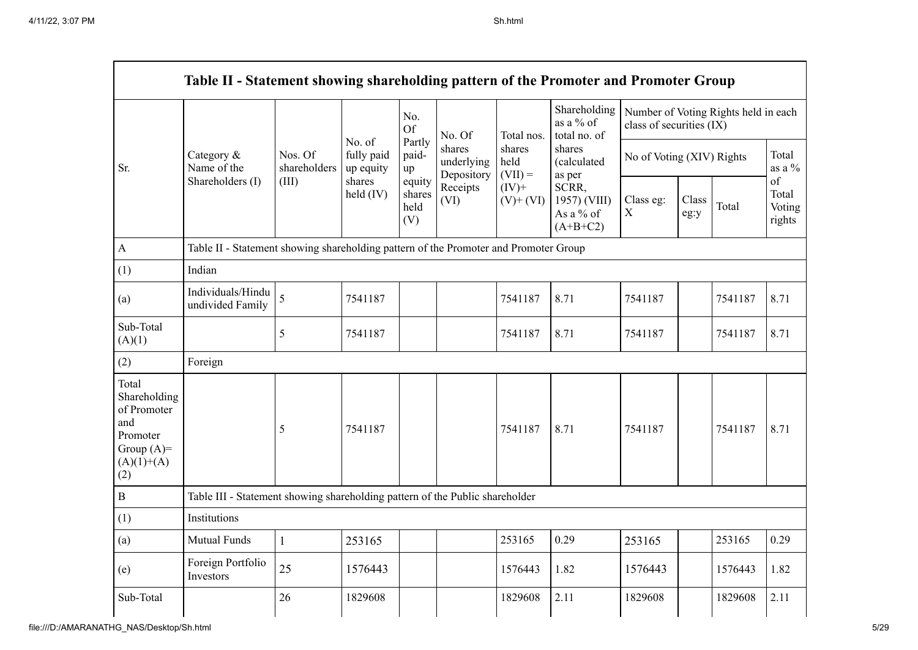| Table II - Statement showing shareholding pattern of the Promoter and Promoter Group | | | | | | | | | | | | |
|---|---|---|---|---|---|---|---|---|---|---|---|---|
| Sr. | Category & Name of the Shareholders (I) | Nos. Of shareholders (III) | No. of fully paid up equity shares held (IV) | No. Of Partly paid-up equity shares held (V) | No. Of shares underlying Depository Receipts (VI) | Total nos. shares held (VII) = (IV)+ (V)+ (VI) | Shareholding as a % of total no. of shares (calculated as per SCRR, 1957) (VIII) As a % of (A+B+C2) | Number of Voting Rights held in each class of securities (IX) | | | |
| | | | | | | | | No of Voting (XIV) Rights | | | Total as a % of Total Voting rights |
| | | | | | | | | Class eg: X | Class eg:y | Total | |
| A | Table II - Statement showing shareholding pattern of the Promoter and Promoter Group | | | | | | | | | | |
| (1) | Indian | | | | | | | | | | |
| (a) | Individuals/Hindu undivided Family | 5 | 7541187 | | | 7541187 | 8.71 | 7541187 | | 7541187 | 8.71 |
| Sub-Total (A)(1) | | 5 | 7541187 | | | 7541187 | 8.71 | 7541187 | | 7541187 | 8.71 |
| (2) | Foreign | | | | | | | | | | |
| Total Shareholding of Promoter and Promoter Group (A)=(A)(1)+(A)(2) | | 5 | 7541187 | | | 7541187 | 8.71 | 7541187 | | 7541187 | 8.71 |
| B | Table III - Statement showing shareholding pattern of the Public shareholder | | | | | | | | | | |
| (1) | Institutions | | | | | | | | | | |
| (a) | Mutual Funds | 1 | 253165 | | | 253165 | 0.29 | 253165 | | 253165 | 0.29 |
| (e) | Foreign Portfolio Investors | 25 | 1576443 | | | 1576443 | 1.82 | 1576443 | | 1576443 | 1.82 |
| Sub-Total | | 26 | 1829608 | | | 1829608 | 2.11 | 1829608 | | 1829608 | 2.11 |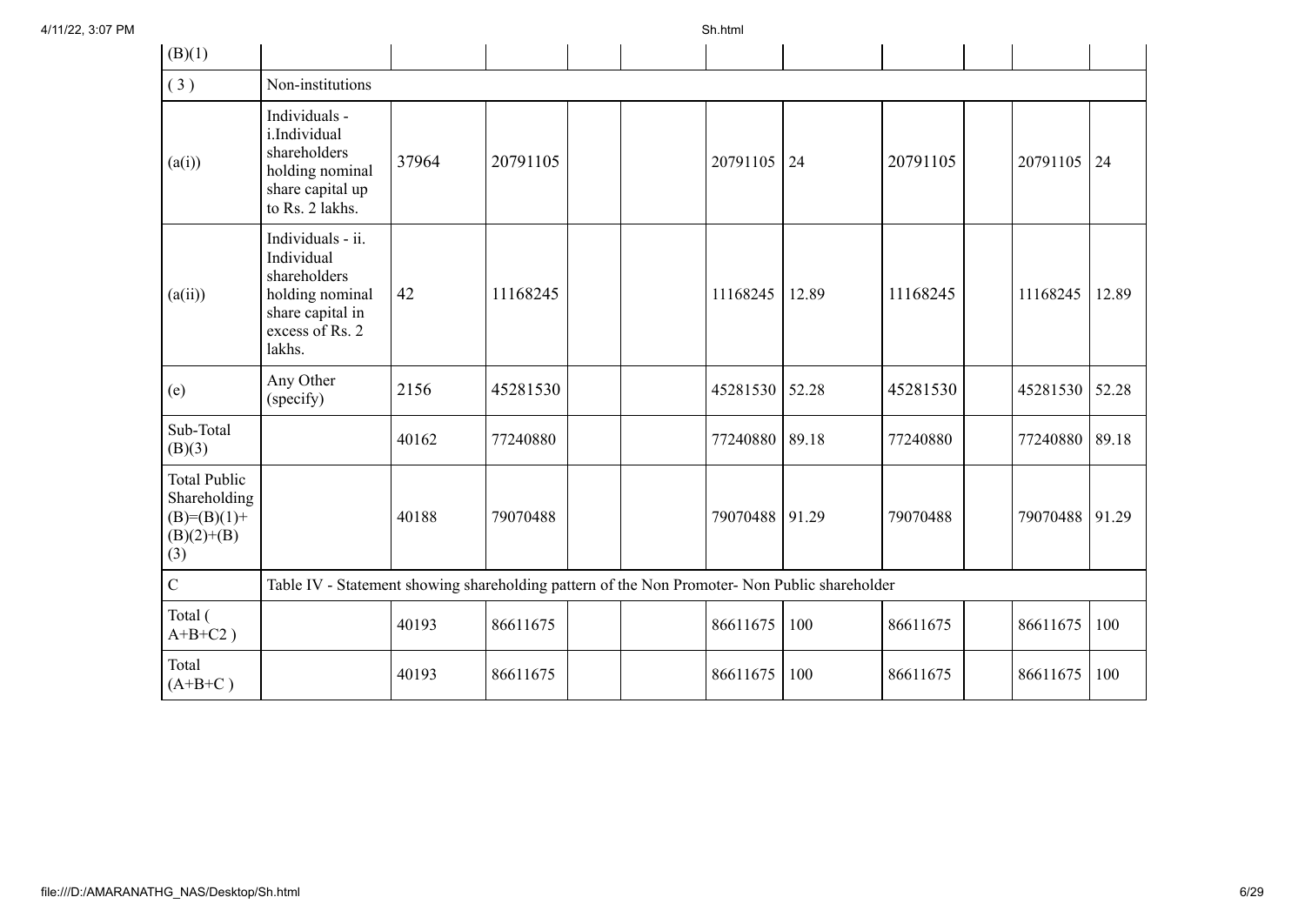| (B)(1) | | | | | | | | | | | |
|---|---|---|---|---|---|---|---|---|---|---|---|
| ( 3 ) | Non-institutions | | | | | | | | | | |
| (a(i)) | Individuals - i.Individual shareholders holding nominal share capital up to Rs. 2 lakhs. | 37964 | 20791105 | | | 20791105 | 24 | 20791105 | | 20791105 | 24 |
| (a(ii)) | Individuals - ii. Individual shareholders holding nominal share capital in excess of Rs. 2 lakhs. | 42 | 11168245 | | | 11168245 | 12.89 | 11168245 | | 11168245 | 12.89 |
| (e) | Any Other (specify) | 2156 | 45281530 | | | 45281530 | 52.28 | 45281530 | | 45281530 | 52.28 |
| Sub-Total (B)(3) | | 40162 | 77240880 | | | 77240880 | 89.18 | 77240880 | | 77240880 | 89.18 |
| Total Public Shareholding (B)=(B)(1)+(B)(2)+(B)(3) | | 40188 | 79070488 | | | 79070488 | 91.29 | 79070488 | | 79070488 | 91.29 |
| C | Table IV - Statement showing shareholding pattern of the Non Promoter- Non Public shareholder | | | | | | | | | | |
| Total ( A+B+C2 ) | | 40193 | 86611675 | | | 86611675 | 100 | 86611675 | | 86611675 | 100 |
| Total (A+B+C ) | | 40193 | 86611675 | | | 86611675 | 100 | 86611675 | | 86611675 | 100 |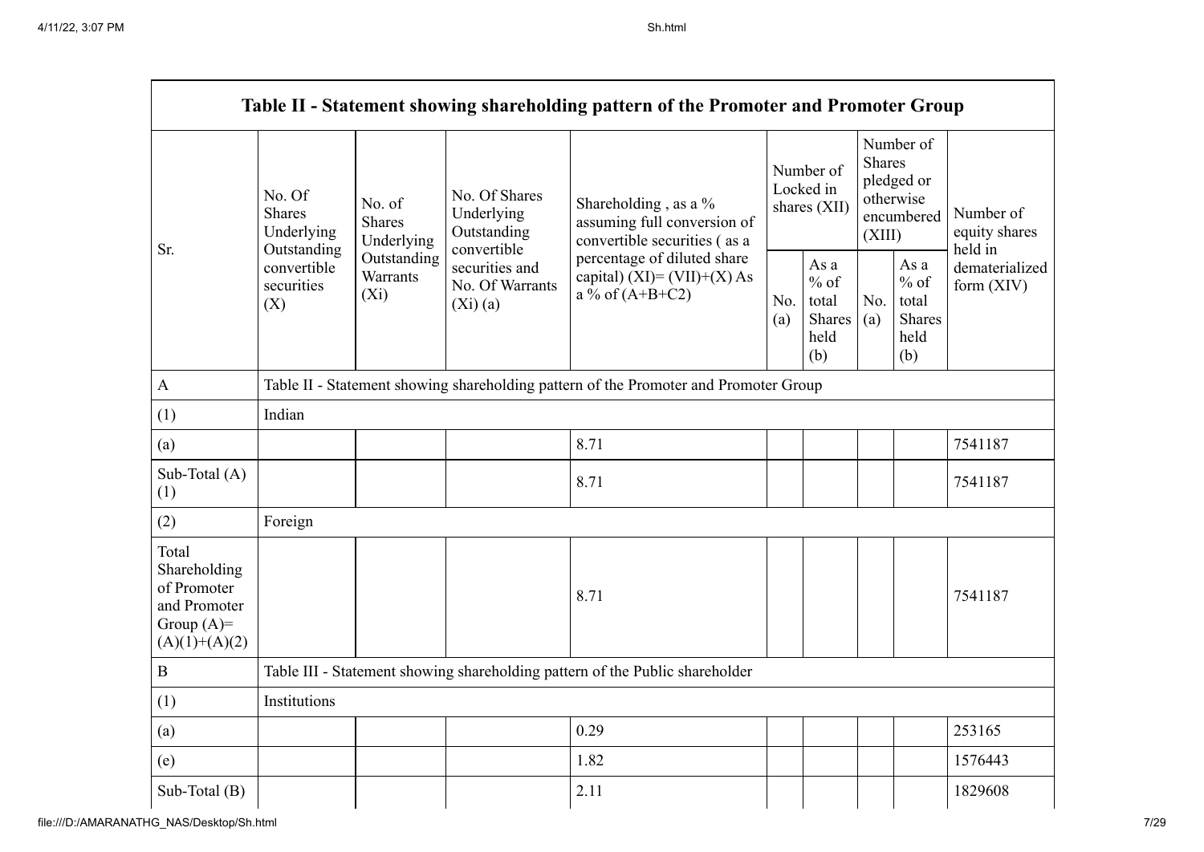| Table II - Statement showing shareholding pattern of the Promoter and Promoter Group | | | | | | | | | |
|---|---|---|---|---|---|---|---|---|---|
| Sr. | No. Of Shares Underlying Outstanding convertible securities (X) | No. of Shares Underlying Outstanding Warrants (Xi) | No. Of Shares Underlying Outstanding convertible securities and No. Of Warrants (Xi) (a) | Shareholding , as a % assuming full conversion of convertible securities ( as a percentage of diluted share capital) (XI)= (VII)+(X) As a % of (A+B+C2) | Number of Locked in shares (XII) | | Number of Shares pledged or otherwise encumbered (XIII) | | Number of equity shares held in dematerialized form (XIV) |
| | | | | | No. (a) | As a % of total Shares held (b) | No. (a) | As a % of total Shares held (b) | |
| A | Table II - Statement showing shareholding pattern of the Promoter and Promoter Group | | | | | | | | |
| (1) | Indian | | | | | | | | |
| (a) | | | | 8.71 | | | | | 7541187 |
| Sub-Total (A) (1) | | | | 8.71 | | | | | 7541187 |
| (2) | Foreign | | | | | | | | |
| Total Shareholding of Promoter and Promoter Group (A)= (A)(1)+(A)(2) | | | | 8.71 | | | | | 7541187 |
| B | Table III - Statement showing shareholding pattern of the Public shareholder | | | | | | | | |
| (1) | Institutions | | | | | | | | |
| (a) | | | | 0.29 | | | | | 253165 |
| (e) | | | | 1.82 | | | | | 1576443 |
| Sub-Total (B) | | | | 2.11 | | | | | 1829608 |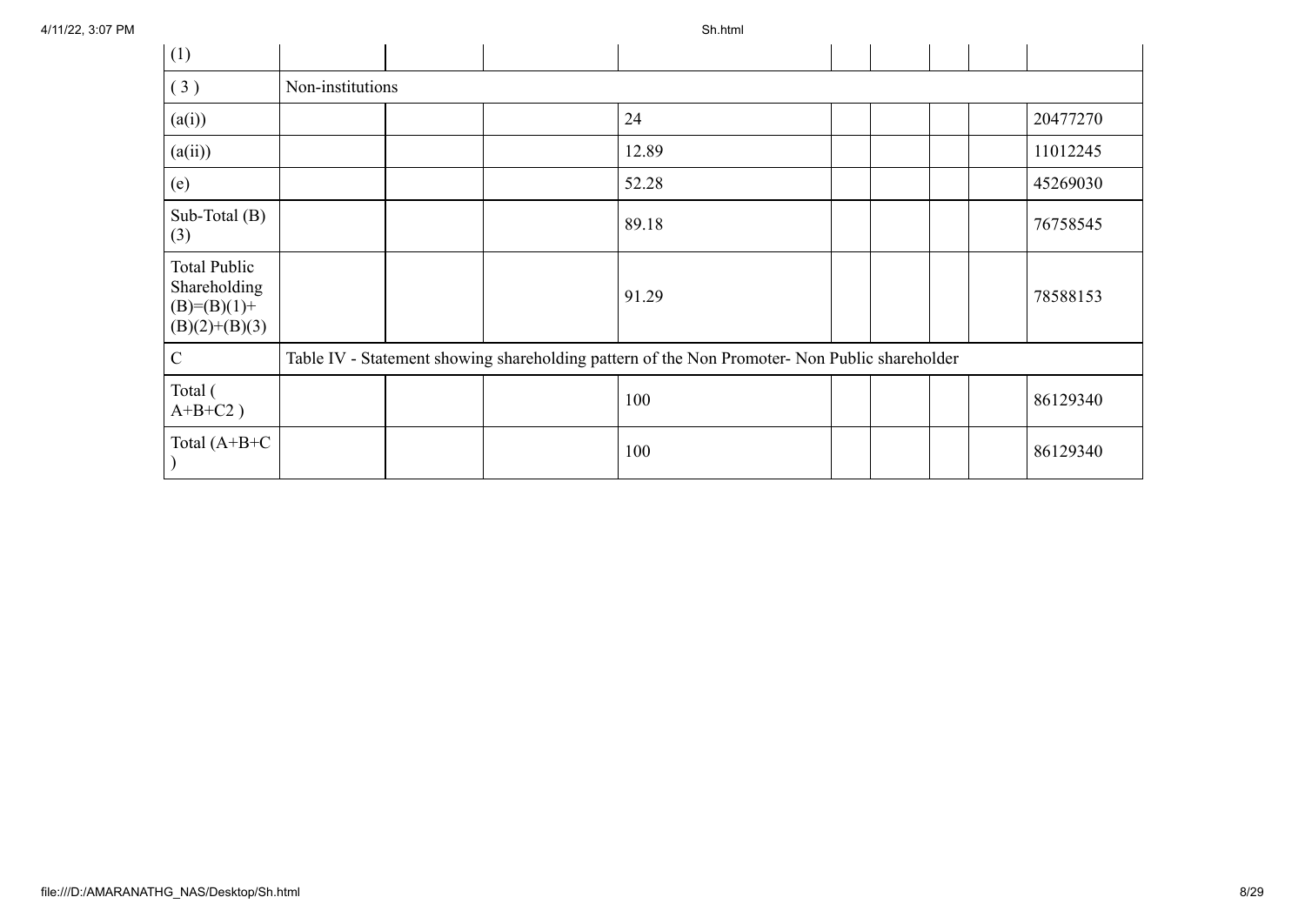| | | | | | | | | | |
|---|---|---|---|---|---|---|---|---|---|
| (1) | | | | | | | | | |
| ( 3 ) | Non-institutions | | | | | | | | |
| (a(i)) | | | | 24 | | | | | 20477270 |
| (a(ii)) | | | | 12.89 | | | | | 11012245 |
| (e) | | | | 52.28 | | | | | 45269030 |
| Sub-Total (B) (3) | | | | 89.18 | | | | | 76758545 |
| Total Public Shareholding (B)=(B)(1)+(B)(2)+(B)(3) | | | | 91.29 | | | | | 78588153 |
| C | Table IV - Statement showing shareholding pattern of the Non Promoter- Non Public shareholder | | | | | | | | |
| Total ( A+B+C2 ) | | | | 100 | | | | | 86129340 |
| Total (A+B+C ) | | | | 100 | | | | | 86129340 |